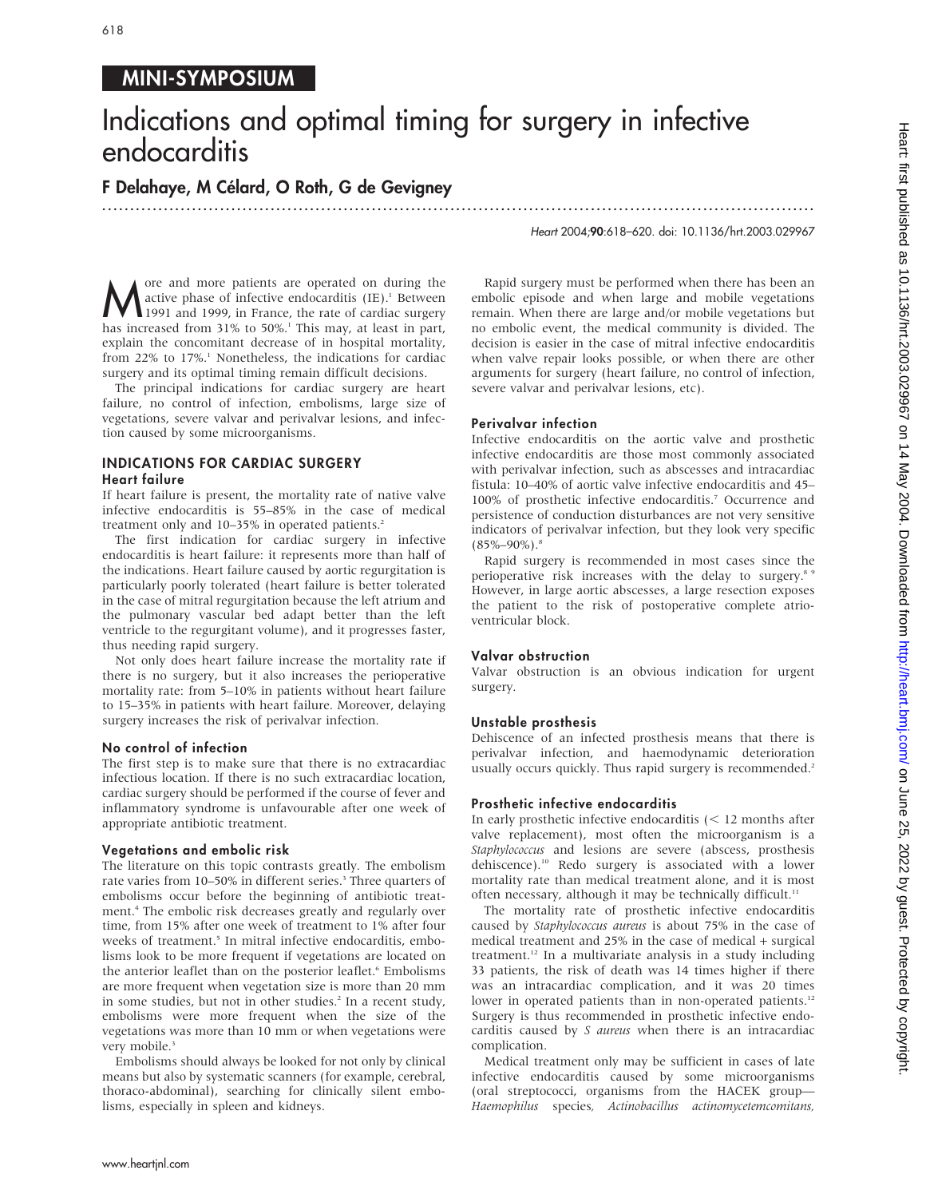MINI-SYMPOSIUM

# Indications and optimal timing for surgery in infective endocarditis

**F Delahaye, M Célard, O Roth, G de Gevigney**

doi: 10.1136/hrt.2003.029967

More and more patients are operated on during the active phase of infective endocarditis (IE).[1] Between 1991 and 1999, in France, the rate of cardiac surgery has increased from 31% to 50%.[1] This may, at least in part, explain the concomitant decrease of in hospital mortality, from 22% to 17%.[1] Nonetheless, the indications for cardiac surgery and its optimal timing remain difficult decisions.

The principal indications for cardiac surgery are heart failure, no control of infection, embolisms, large size of vegetations, severe valvar and perivalvar lesions, and infection caused by some microorganisms.

## INDICATIONS FOR CARDIAC SURGERY

### Heart failure

If heart failure is present, the mortality rate of native valve infective endocarditis is 55–85% in the case of medical treatment only and 10–35% in operated patients.[2]

The first indication for cardiac surgery in infective endocarditis is heart failure: it represents more than half of the indications. Heart failure caused by aortic regurgitation is particularly poorly tolerated (heart failure is better tolerated in the case of mitral regurgitation because the left atrium and the pulmonary vascular bed adapt better than the left ventricle to the regurgitant volume), and it progresses faster, thus needing rapid surgery.

Not only does heart failure increase the mortality rate if there is no surgery, but it also increases the perioperative mortality rate: from 5–10% in patients without heart failure to 15–35% in patients with heart failure. Moreover, delaying surgery increases the risk of perivalvar infection.

### No control of infection

The first step is to make sure that there is no extracardiac infectious location. If there is no such extracardiac location, cardiac surgery should be performed if the course of fever and inflammatory syndrome is unfavourable after one week of appropriate antibiotic treatment.

### Vegetations and embolic risk

The literature on this topic contrasts greatly. The embolism rate varies from 10–50% in different series.[3] Three quarters of embolisms occur before the beginning of antibiotic treatment.[4] The embolic risk decreases greatly and regularly over time, from 15% after one week of treatment to 1% after four weeks of treatment.[5] In mitral infective endocarditis, embolisms look to be more frequent if vegetations are located on the anterior leaflet than on the posterior leaflet.[6] Embolisms are more frequent when vegetation size is more than 20 mm in some studies, but not in other studies.[2] In a recent study, embolisms were more frequent when the size of the vegetations was more than 10 mm or when vegetations were very mobile.[3]

Embolisms should always be looked for not only by clinical means but also by systematic scanners (for example, cerebral, thoraco-abdominal), searching for clinically silent embolisms, especially in spleen and kidneys.

Rapid surgery must be performed when there has been an embolic episode and when large and mobile vegetations remain. When there are large and/or mobile vegetations but no embolic event, the medical community is divided. The decision is easier in the case of mitral infective endocarditis when valve repair looks possible, or when there are other arguments for surgery (heart failure, no control of infection, severe valvar and perivalvar lesions, etc).

### Perivalvar infection

Infective endocarditis on the aortic valve and prosthetic infective endocarditis are those most commonly associated with perivalvar infection, such as abscesses and intracardiac fistula: 10–40% of aortic valve infective endocarditis and 45–100% of prosthetic infective endocarditis.[7] Occurrence and persistence of conduction disturbances are not very sensitive indicators of perivalvar infection, but they look very specific (85%–90%).[8]

Rapid surgery is recommended in most cases since the perioperative risk increases with the delay to surgery.[8 9] However, in large aortic abscesses, a large resection exposes the patient to the risk of postoperative complete atrioventricular block.

### Valvar obstruction

Valvar obstruction is an obvious indication for urgent surgery.

### Unstable prosthesis

Dehiscence of an infected prosthesis means that there is perivalvar infection, and haemodynamic deterioration usually occurs quickly. Thus rapid surgery is recommended.[2]

### Prosthetic infective endocarditis

In early prosthetic infective endocarditis (< 12 months after valve replacement), most often the microorganism is a *Staphylococcus* and lesions are severe (abscess, prosthesis dehiscence).[10] Redo surgery is associated with a lower mortality rate than medical treatment alone, and it is most often necessary, although it may be technically difficult.[11]

The mortality rate of prosthetic infective endocarditis caused by *Staphylococcus aureus* is about 75% in the case of medical treatment and 25% in the case of medical + surgical treatment.[12] In a multivariate analysis in a study including 33 patients, the risk of death was 14 times higher if there was an intracardiac complication, and it was 20 times lower in operated patients than in non-operated patients.[12] Surgery is thus recommended in prosthetic infective endocarditis caused by *S aureus* when there is an intracardiac complication.

Medical treatment only may be sufficient in cases of late infective endocarditis caused by some microorganisms (oral streptococci, organisms from the HACEK group—*Haemophilus* species, *Actinobacillus actinomycetemcomitans*,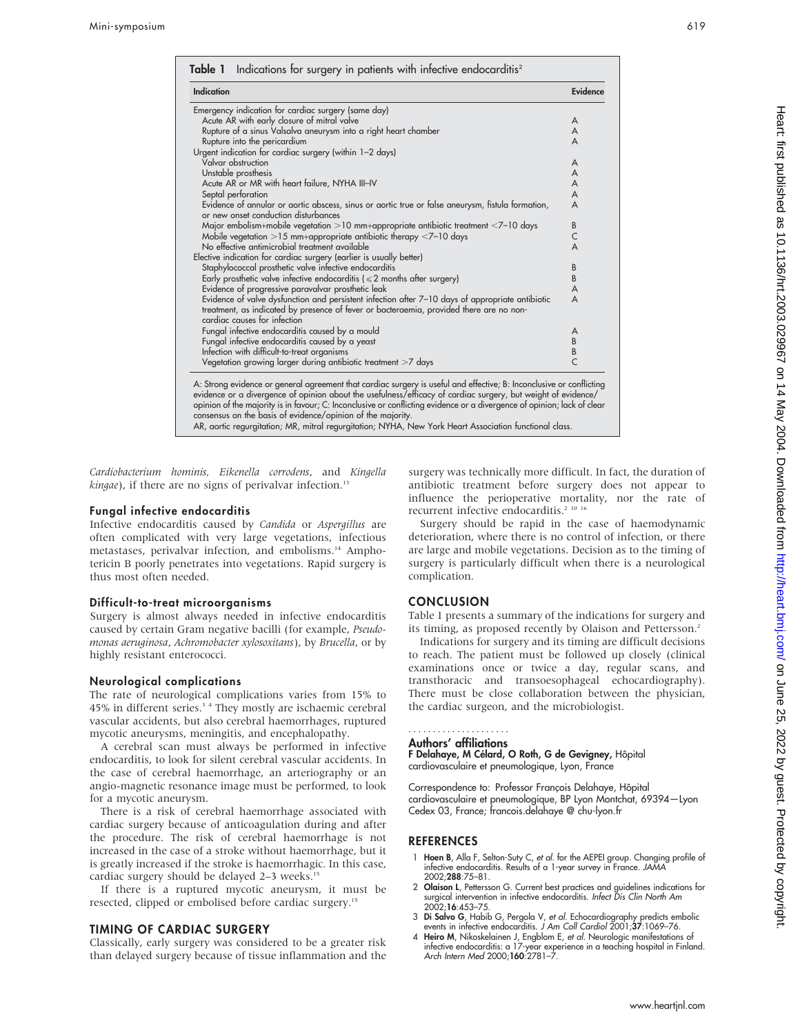**Table 1** Indications for surgery in patients with infective endocarditis[2]

| Indication | Evidence |
|---|---|
| Emergency indication for cardiac surgery (same day) | |
| Acute AR with early closure of mitral valve | A |
| Rupture of a sinus Valsalva aneurysm into a right heart chamber | A |
| Rupture into the pericardium | A |
| Urgent indication for cardiac surgery (within 1–2 days) | |
| Valvar obstruction | A |
| Unstable prosthesis | A |
| Acute AR or MR with heart failure, NYHA III–IV | A |
| Septal perforation | A |
| Evidence of annular or aortic abscess, sinus or aortic true or false aneurysm, fistula formation, or new onset conduction disturbances | A |
| Major embolism+mobile vegetation >10 mm+appropriate antibiotic treatment <7–10 days | B |
| Mobile vegetation >15 mm+appropriate antibiotic therapy <7–10 days | C |
| No effective antimicrobial treatment available | A |
| Elective indication for cardiac surgery (earlier is usually better) | |
| Staphylococcal prosthetic valve infective endocarditis | B |
| Early prosthetic valve infective endocarditis (≤2 months after surgery) | B |
| Evidence of progressive paravalvar prosthetic leak | A |
| Evidence of valve dysfunction and persistent infection after 7–10 days of appropriate antibiotic treatment, as indicated by presence of fever or bacteraemia, provided there are no non-cardiac causes for infection | A |
| Fungal infective endocarditis caused by a mould | A |
| Fungal infective endocarditis caused by a yeast | B |
| Infection with difficult-to-treat organisms | B |
| Vegetation growing larger during antibiotic treatment >7 days | C |

A: Strong evidence or general agreement that cardiac surgery is useful and effective; B: Inconclusive or conflicting evidence or a divergence of opinion about the usefulness/efficacy of cardiac surgery, but weight of evidence/opinion of the majority is in favour; C: Inconclusive or conflicting evidence or a divergence of opinion; lack of clear consensus on the basis of evidence/opinion of the majority.
AR, aortic regurgitation; MR, mitral regurgitation; NYHA, New York Heart Association functional class.

*Cardiobacterium hominis, Eikenella corrodens*, and *Kingella kingae*), if there are no signs of perivalvar infection.[13]

### Fungal infective endocarditis

Infective endocarditis caused by *Candida* or *Aspergillus* are often complicated with very large vegetations, infectious metastases, perivalvar infection, and embolisms.[14] Amphotericin B poorly penetrates into vegetations. Rapid surgery is thus most often needed.

### Difficult-to-treat microorganisms

Surgery is almost always needed in infective endocarditis caused by certain Gram negative bacilli (for example, *Pseudomonas aeruginosa*, *Achromobacter xylosoxitans*), by *Brucella*, or by highly resistant enterococci.

### Neurological complications

The rate of neurological complications varies from 15% to 45% in different series.[3 4] They mostly are ischaemic cerebral vascular accidents, but also cerebral haemorrhages, ruptured mycotic aneurysms, meningitis, and encephalopathy.

A cerebral scan must always be performed in infective endocarditis, to look for silent cerebral vascular accidents. In the case of cerebral haemorrhage, an arteriography or an angio-magnetic resonance image must be performed, to look for a mycotic aneurysm.

There is a risk of cerebral haemorrhage associated with cardiac surgery because of anticoagulation during and after the procedure. The risk of cerebral haemorrhage is not increased in the case of a stroke without haemorrhage, but it is greatly increased if the stroke is haemorrhagic. In this case, cardiac surgery should be delayed 2–3 weeks.[15]

If there is a ruptured mycotic aneurysm, it must be resected, clipped or embolised before cardiac surgery.[15]

## TIMING OF CARDIAC SURGERY

Classically, early surgery was considered to be a greater risk than delayed surgery because of tissue inflammation and the surgery was technically more difficult. In fact, the duration of antibiotic treatment before surgery does not appear to influence the perioperative mortality, nor the rate of recurrent infective endocarditis.[2 10 16]

Surgery should be rapid in the case of haemodynamic deterioration, where there is no control of infection, or there are large and mobile vegetations. Decision as to the timing of surgery is particularly difficult when there is a neurological complication.

## CONCLUSION

Table 1 presents a summary of the indications for surgery and its timing, as proposed recently by Olaison and Pettersson.[2]

Indications for surgery and its timing are difficult decisions to reach. The patient must be followed up closely (clinical examinations once or twice a day, regular scans, and transthoracic and transoesophageal echocardiography). There must be close collaboration between the physician, the cardiac surgeon, and the microbiologist.

### Authors' affiliations

**F Delahaye, M Célard, O Roth, G de Gevigney,** Hôpital cardiovasculaire et pneumologique, Lyon, France

Correspondence to: Professor François Delahaye, Hôpital cardiovasculaire et pneumologique, BP Lyon Montchat, 69394—Lyon Cedex 03, France; francois.delahaye@chu-lyon.fr

## REFERENCES

1. **Hoen B**, Alla F, Selton-Suty C, *et al*. for the AEPEI group. Changing profile of infective endocarditis. Results of a 1-year survey in France. *JAMA* 2002;**288**:75–81.
2. **Olaison L**, Pettersson G. Current best practices and guidelines indications for surgical intervention in infective endocarditis. *Infect Dis Clin North Am* 2002;**16**:453–75.
3. **Di Salvo G**, Habib G, Pergola V, *et al*. Echocardiography predicts embolic events in infective endocarditis. *J Am Coll Cardiol* 2001;**37**:1069–76.
4. **Heiro M**, Nikoskelainen J, Engblom E, *et al*. Neurologic manifestations of infective endocarditis: a 17-year experience in a teaching hospital in Finland. *Arch Intern Med* 2000;**160**:2781–7.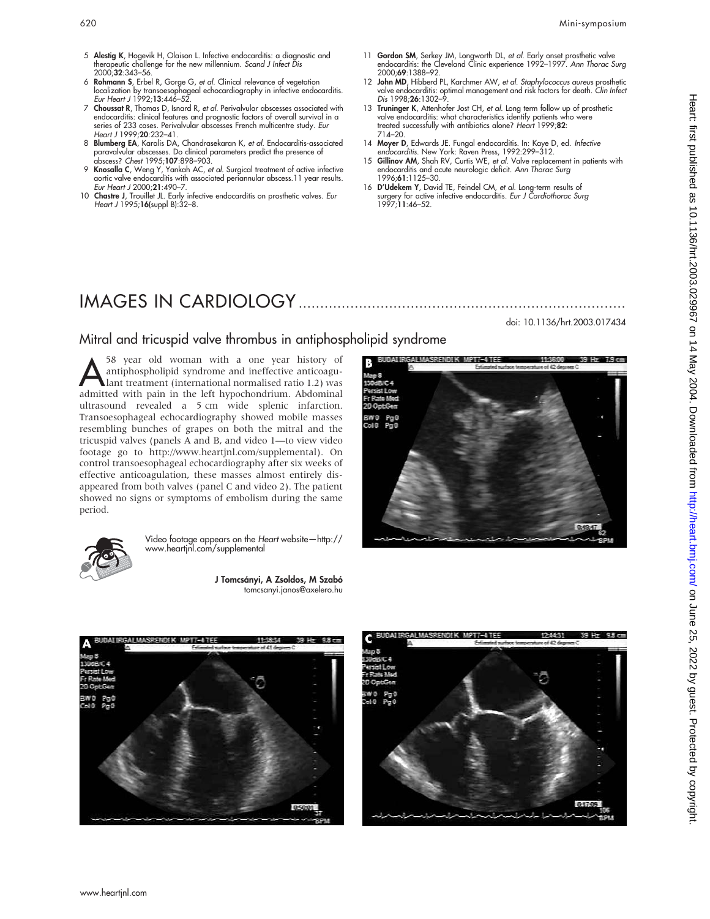5 **Alestig K**, Hogevik H, Olaison L. Infective endocarditis: a diagnostic and therapeutic challenge for the new millennium. *Scand J Infect Dis* 2000;**32**:343–56.

6 **Rohmann S**, Erbel R, Gorge G, *et al*. Clinical relevance of vegetation localization by transoesophageal echocardiography in infective endocarditis. *Eur Heart J* 1992;**13**:446–52.

7 **Choussat R**, Thomas D, Isnard R, *et al*. Perivalvular abscesses associated with endocarditis: clinical features and prognostic factors of overall survival in a series of 233 cases. Perivalvular abscesses French multicentre study. *Eur Heart J* 1999;**20**:232–41.

8 **Blumberg EA**, Karalis DA, Chandrasekaran K, *et al*. Endocarditis-associated paravalvular abscesses. Do clinical parameters predict the presence of abscess? *Chest* 1995;**107**:898–903.

9 **Knosalla C**, Weng Y, Yankah AC, *et al*. Surgical treatment of active infective aortic valve endocarditis with associated periannular abscess.11 year results. *Eur Heart J* 2000;**21**:490–7.

10 **Chastre J**, Trouillet JL. Early infective endocarditis on prosthetic valves. *Eur Heart J* 1995;**16**(suppl B):32–8.

11 **Gordon SM**, Serkey JM, Longworth DL, *et al*. Early onset prosthetic valve endocarditis: the Cleveland Clinic experience 1992–1997. *Ann Thorac Surg* 2000;**69**:1388–92.

12 **John MD**, Hibberd PL, Karchmer AW, *et al*. *Staphylococcus aureus* prosthetic valve endocarditis: optimal management and risk factors for death. *Clin Infect Dis* 1998;**26**:1302–9.

13 **Truninger K**, Attenhofer Jost CH, *et al*. Long term follow up of prosthetic valve endocarditis: what characteristics identify patients who were treated successfully with antibiotics alone? *Heart* 1999;**82**: 714–20.

14 **Moyer D**, Edwards JE. Fungal endocarditis. In: Kaye D, ed. *Infective endocarditis*. New York: Raven Press, 1992:299–312.

15 **Gillinov AM**, Shah RV, Curtis WE, *et al*. Valve replacement in patients with endocarditis and acute neurologic deficit. *Ann Thorac Surg* 1996;**61**:1125–30.

16 **D'Udekem Y**, David TE, Feindel CM, *et al*. Long-term results of surgery for active infective endocarditis. *Eur J Cardiothorac Surg* 1997;**11**:46–52.

# IMAGES IN CARDIOLOGY

doi: 10.1136/hrt.2003.017434

## Mitral and tricuspid valve thrombus in antiphospholipid syndrome

A 58 year old woman with a one year history of antiphospholipid syndrome and ineffective anticoagulant treatment (international normalised ratio 1.2) was admitted with pain in the left hypochondrium. Abdominal ultrasound revealed a 5 cm wide splenic infarction. Transoesophageal echocardiography showed mobile masses resembling bunches of grapes on both the mitral and the tricuspid valves (panels A and B, and video 1—to view video footage go to http://www.heartjnl.com/supplemental). On control transoesophageal echocardiography after six weeks of effective anticoagulation, these masses almost entirely disappeared from both valves (panel C and video 2). The patient showed no signs or symptoms of embolism during the same period.

Video footage appears on the *Heart* website—http://www.heartjnl.com/supplemental

**J Tomcsányi, A Zsoldos, M Szabó**
tomcsanyi.janos@axelero.hu